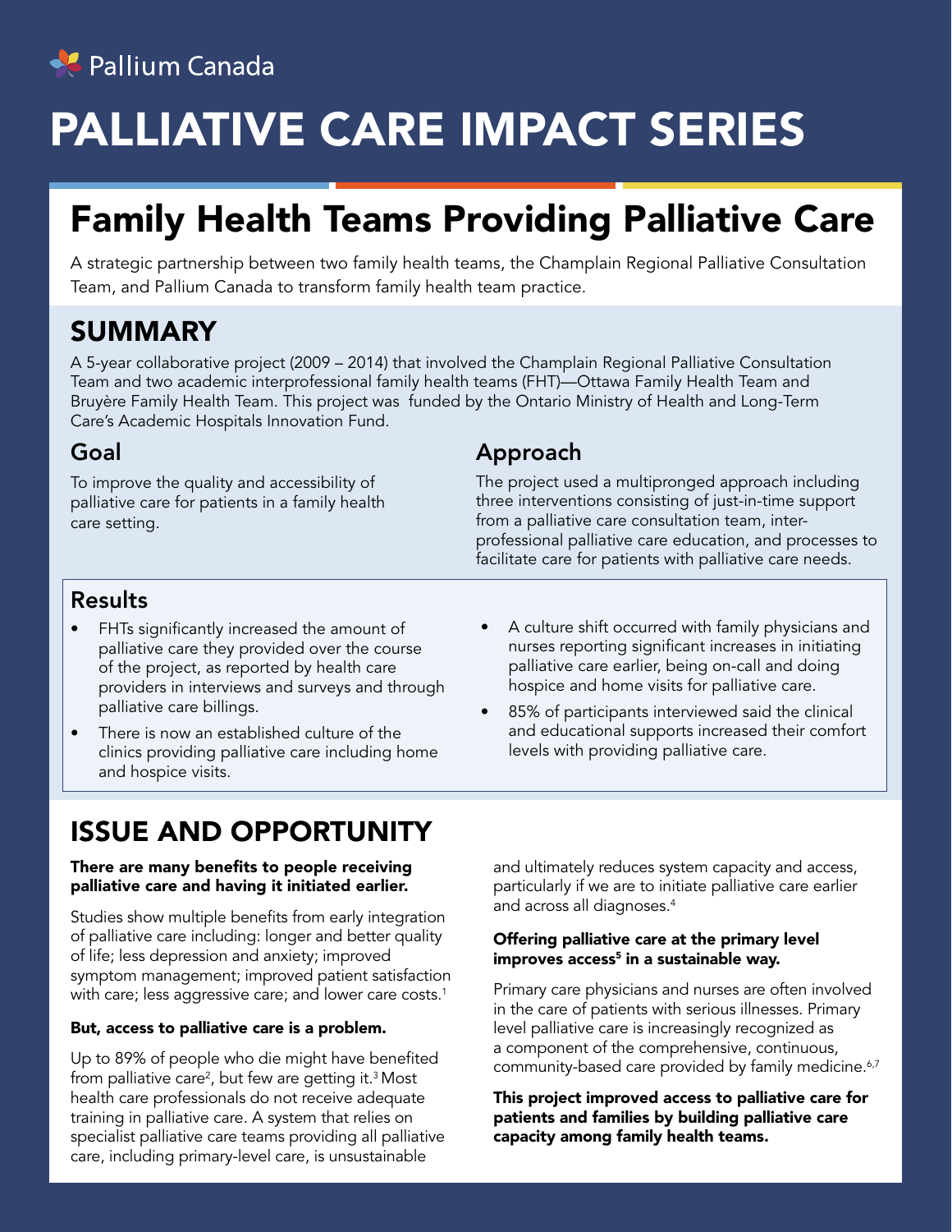Pallium Canada

# PALLIATIVE CARE IMPACT SERIES

## Family Health Teams Providing Palliative Care

A strategic partnership between two family health teams, the Champlain Regional Palliative Consultation Team, and Pallium Canada to transform family health team practice.

## SUMMARY

A 5-year collaborative project (2009 – 2014) that involved the Champlain Regional Palliative Consultation Team and two academic interprofessional family health teams (FHT)—Ottawa Family Health Team and Bruyère Family Health Team. This project was funded by the Ontario Ministry of Health and Long-Term Care's Academic Hospitals Innovation Fund.

### Goal

To improve the quality and accessibility of palliative care for patients in a family health care setting.

### Approach

The project used a multipronged approach including three interventions consisting of just-in-time support from a palliative care consultation team, inter-professional palliative care education, and processes to facilitate care for patients with palliative care needs.

### Results

- FHTs significantly increased the amount of palliative care they provided over the course of the project, as reported by health care providers in interviews and surveys and through palliative care billings.
- There is now an established culture of the clinics providing palliative care including home and hospice visits.
- A culture shift occurred with family physicians and nurses reporting significant increases in initiating palliative care earlier, being on-call and doing hospice and home visits for palliative care.
- 85% of participants interviewed said the clinical and educational supports increased their comfort levels with providing palliative care.

## ISSUE AND OPPORTUNITY

**There are many benefits to people receiving palliative care and having it initiated earlier.**

Studies show multiple benefits from early integration of palliative care including: longer and better quality of life; less depression and anxiety; improved symptom management; improved patient satisfaction with care; less aggressive care; and lower care costs.[1]

**But, access to palliative care is a problem.**

Up to 89% of people who die might have benefited from palliative care[2], but few are getting it.[3] Most health care professionals do not receive adequate training in palliative care. A system that relies on specialist palliative care teams providing all palliative care, including primary-level care, is unsustainable and ultimately reduces system capacity and access, particularly if we are to initiate palliative care earlier and across all diagnoses.[4]

**Offering palliative care at the primary level improves access[5] in a sustainable way.**

Primary care physicians and nurses are often involved in the care of patients with serious illnesses. Primary level palliative care is increasingly recognized as a component of the comprehensive, continuous, community-based care provided by family medicine.[6,7]

**This project improved access to palliative care for patients and families by building palliative care capacity among family health teams.**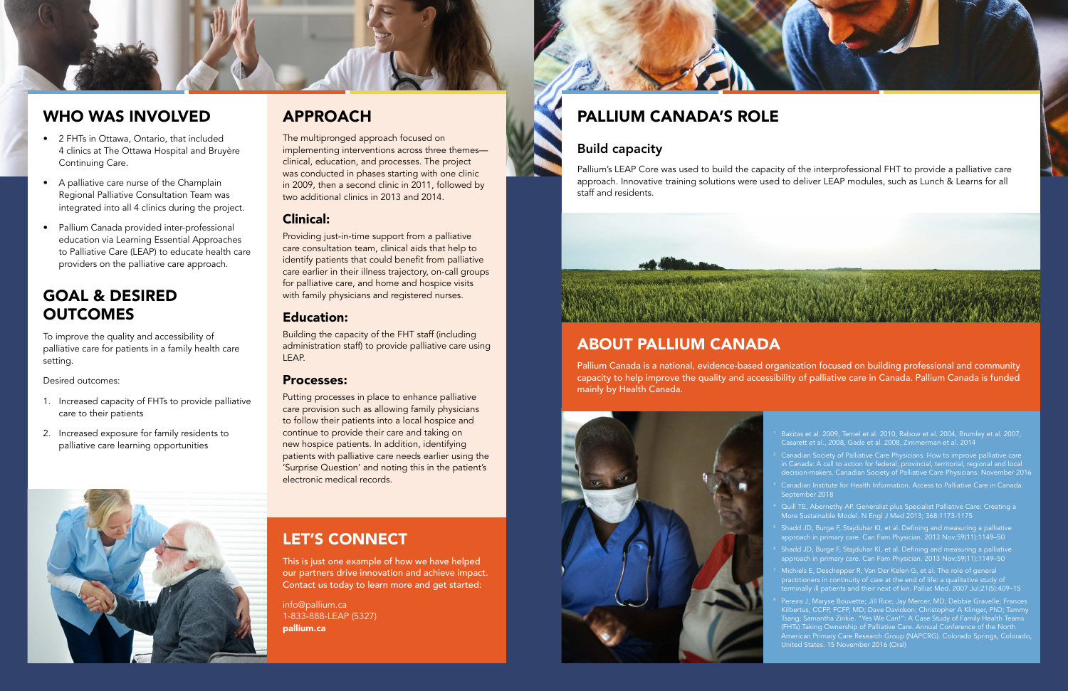## WHO WAS INVOLVED

- 2 FHTs in Ottawa, Ontario, that included 4 clinics at The Ottawa Hospital and Bruyère Continuing Care.
- A palliative care nurse of the Champlain Regional Palliative Consultation Team was integrated into all 4 clinics during the project.
- Pallium Canada provided inter-professional education via Learning Essential Approaches to Palliative Care (LEAP) to educate health care providers on the palliative care approach.

## GOAL & DESIRED OUTCOMES

To improve the quality and accessibility of palliative care for patients in a family health care setting.

Desired outcomes:

1. Increased capacity of FHTs to provide palliative care to their patients
2. Increased exposure for family residents to palliative care learning opportunities

## APPROACH

The multipronged approach focused on implementing interventions across three themes—clinical, education, and processes. The project was conducted in phases starting with one clinic in 2009, then a second clinic in 2011, followed by two additional clinics in 2013 and 2014.

### Clinical:

Providing just-in-time support from a palliative care consultation team, clinical aids that help to identify patients that could benefit from palliative care earlier in their illness trajectory, on-call groups for palliative care, and home and hospice visits with family physicians and registered nurses.

### Education:

Building the capacity of the FHT staff (including administration staff) to provide palliative care using LEAP.

### Processes:

Putting processes in place to enhance palliative care provision such as allowing family physicians to follow their patients into a local hospice and continue to provide their care and taking on new hospice patients. In addition, identifying patients with palliative care needs earlier using the 'Surprise Question' and noting this in the patient's electronic medical records.

## LET'S CONNECT

This is just one example of how we have helped our partners drive innovation and achieve impact. Contact us today to learn more and get started:

info@pallium.ca
1-833-888-LEAP (5327)
**pallium.ca**

## PALLIUM CANADA'S ROLE

### Build capacity

Pallium's LEAP Core was used to build the capacity of the interprofessional FHT to provide a palliative care approach. Innovative training solutions were used to deliver LEAP modules, such as Lunch & Learns for all staff and residents.

## ABOUT PALLIUM CANADA

Pallium Canada is a national, evidence-based organization focused on building professional and community capacity to help improve the quality and accessibility of palliative care in Canada. Pallium Canada is funded mainly by Health Canada.

[1] Bakitas et al. 2009, Temel et al. 2010, Rabow et al. 2004, Brumley et al. 2007, Casarett et al., 2008, Gade et al. 2008, Zimmerman et al. 2014

[2] Canadian Society of Palliative Care Physicians. How to improve palliative care in Canada: A call to action for federal, provincial, territorial, regional and local decision-makers. Canadian Society of Palliative Care Physicians. November 2016

[3] Canadian Institute for Health Information. Access to Palliative Care in Canada. September 2018

[4] Quill TE, Abernethy AP. Generalist plus Specialist Palliative Care: Creating a More Sustainable Model. N Engl J Med 2013; 368:1173-1175

[5] Shadd JD, Burge F, Stajduhar KI, et al. Defining and measuring a palliative approach in primary care. Can Fam Physician. 2013 Nov;59(11):1149–50

[6] Shadd JD, Burge F, Stajduhar KI, et al. Defining and measuring a palliative approach in primary care. Can Fam Physician. 2013 Nov;59(11):1149–50

[7] Michiels E, Deschepper R, Van Der Kelen G, et al. The role of general practitioners in continuity of care at the end of life: a qualitative study of terminally ill patients and their next of kin. Palliat Med. 2007 Jul;21(5):409–15

[8] Pereira J, Maryse Bouvette; Jill Rice; Jay Mercer, MD; Debbie Gravelle; Frances Kilbertus, CCFP, FCFP, MD; Dave Davidson; Christopher A Klinger, PhD; Tammy Tsang; Samantha Zinkie. "Yes We Can!": A Case Study of Family Health Teams (FHTs) Taking Ownership of Palliative Care. Annual Conference of the North American Primary Care Research Group (NAPCRG). Colorado Springs, Colorado, United States. 15 November 2016 (Oral)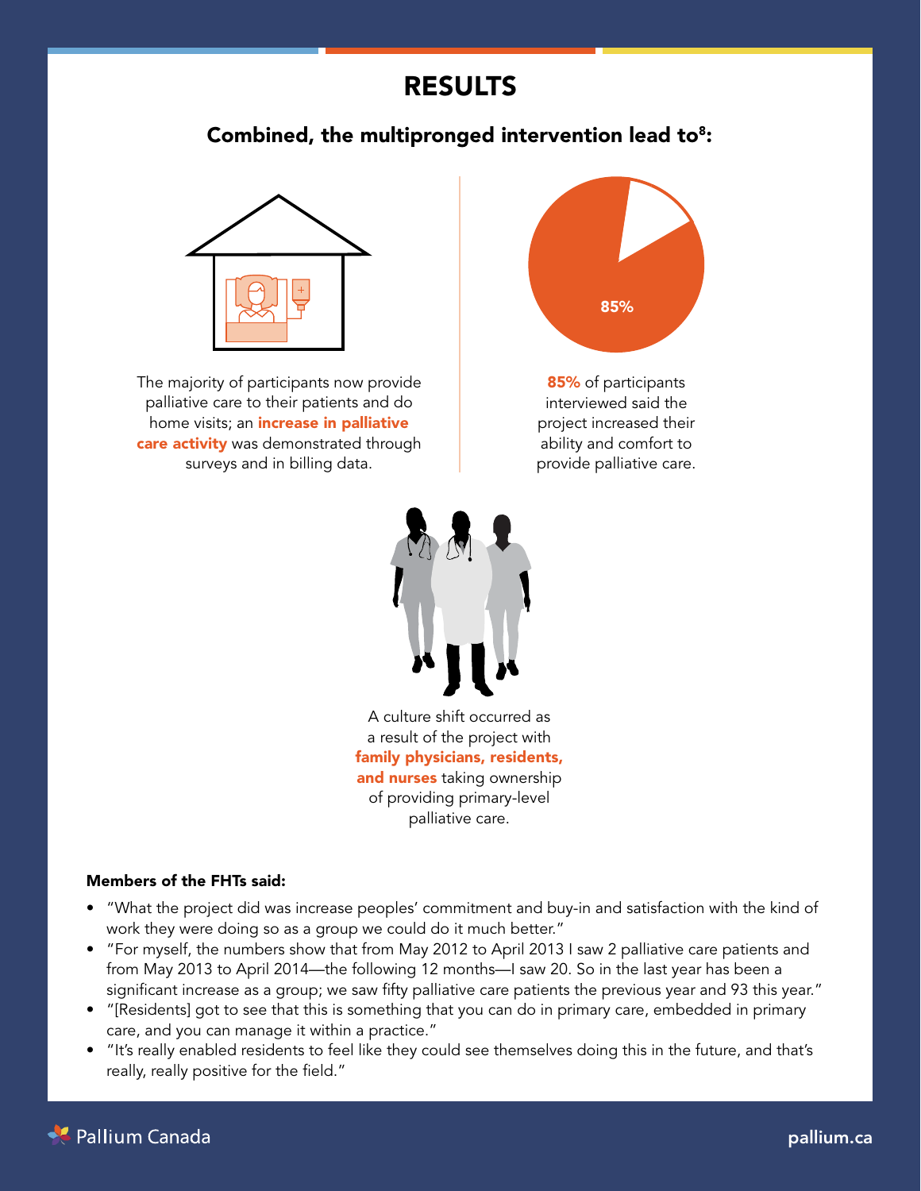# RESULTS

## Combined, the multipronged intervention lead to[8]:

The majority of participants now provide palliative care to their patients and do home visits; an **increase in palliative care activity** was demonstrated through surveys and in billing data.

85%

**85%** of participants interviewed said the project increased their ability and comfort to provide palliative care.

A culture shift occurred as a result of the project with **family physicians, residents, and nurses** taking ownership of providing primary-level palliative care.

**Members of the FHTs said:**

- "What the project did was increase peoples' commitment and buy-in and satisfaction with the kind of work they were doing so as a group we could do it much better."
- "For myself, the numbers show that from May 2012 to April 2013 I saw 2 palliative care patients and from May 2013 to April 2014—the following 12 months—I saw 20. So in the last year has been a significant increase as a group; we saw fifty palliative care patients the previous year and 93 this year."
- "[Residents] got to see that this is something that you can do in primary care, embedded in primary care, and you can manage it within a practice."
- "It's really enabled residents to feel like they could see themselves doing this in the future, and that's really, really positive for the field."